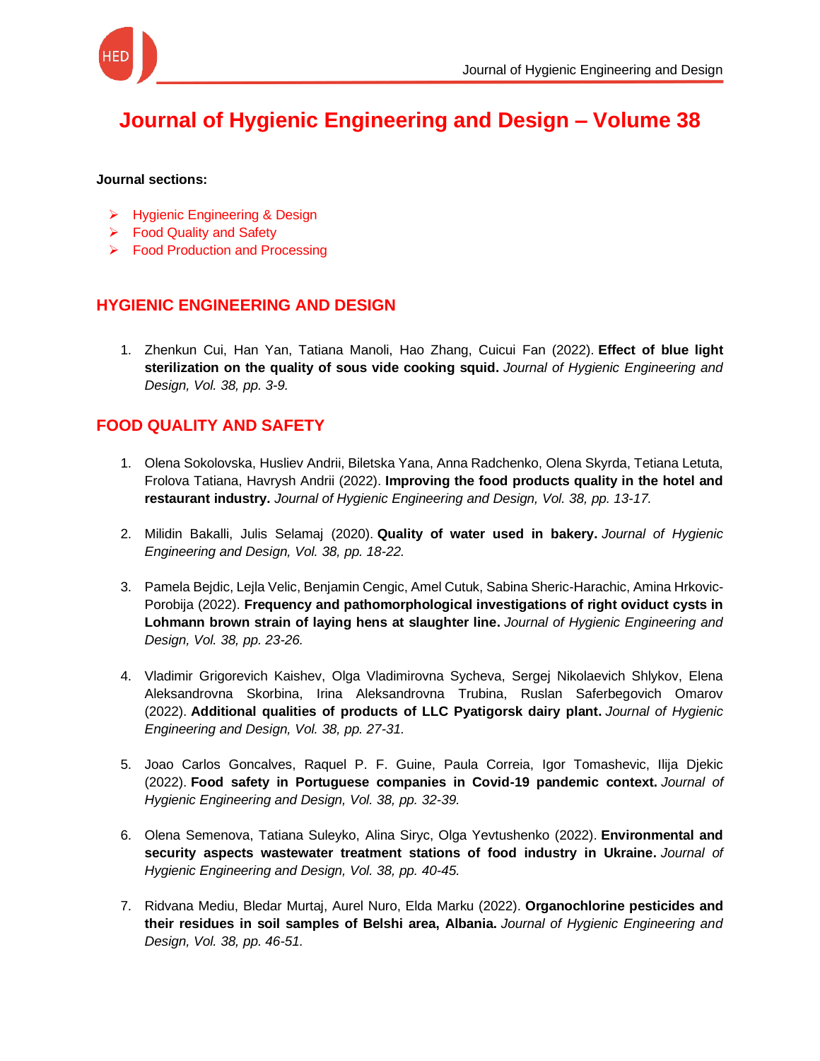# Journal of Hygienic Engineering and Design – Volume 38

**Journal sections:**

- Hygienic Engineering & Design
- Food Quality and Safety
- Food Production and Processing

## HYGIENIC ENGINEERING AND DESIGN

1. Zhenkun Cui, Han Yan, Tatiana Manoli, Hao Zhang, Cuicui Fan (2022). **Effect of blue light sterilization on the quality of sous vide cooking squid.** *Journal of Hygienic Engineering and Design, Vol. 38, pp. 3-9.*

## FOOD QUALITY AND SAFETY

1. Olena Sokolovska, Husliev Andrii, Biletska Yana, Anna Radchenko, Olena Skyrda, Tetiana Letuta, Frolova Tatiana, Havrysh Andrii (2022). **Improving the food products quality in the hotel and restaurant industry.** *Journal of Hygienic Engineering and Design, Vol. 38, pp. 13-17.*

2. Milidin Bakalli, Julis Selamaj (2020). **Quality of water used in bakery.** *Journal of Hygienic Engineering and Design, Vol. 38, pp. 18-22.*

3. Pamela Bejdic, Lejla Velic, Benjamin Cengic, Amel Cutuk, Sabina Sheric-Harachic, Amina Hrkovic-Porobija (2022). **Frequency and pathomorphological investigations of right oviduct cysts in Lohmann brown strain of laying hens at slaughter line.** *Journal of Hygienic Engineering and Design, Vol. 38, pp. 23-26.*

4. Vladimir Grigorevich Kaishev, Olga Vladimirovna Sycheva, Sergej Nikolaevich Shlykov, Elena Aleksandrovna Skorbina, Irina Aleksandrovna Trubina, Ruslan Saferbegovich Omarov (2022). **Additional qualities of products of LLC Pyatigorsk dairy plant.** *Journal of Hygienic Engineering and Design, Vol. 38, pp. 27-31.*

5. Joao Carlos Goncalves, Raquel P. F. Guine, Paula Correia, Igor Tomashevic, Ilija Djekic (2022). **Food safety in Portuguese companies in Covid-19 pandemic context.** *Journal of Hygienic Engineering and Design, Vol. 38, pp. 32-39.*

6. Olena Semenova, Tatiana Suleyko, Alina Siryc, Olga Yevtushenko (2022). **Environmental and security aspects wastewater treatment stations of food industry in Ukraine.** *Journal of Hygienic Engineering and Design, Vol. 38, pp. 40-45.*

7. Ridvana Mediu, Bledar Murtaj, Aurel Nuro, Elda Marku (2022). **Organochlorine pesticides and their residues in soil samples of Belshi area, Albania.** *Journal of Hygienic Engineering and Design, Vol. 38, pp. 46-51.*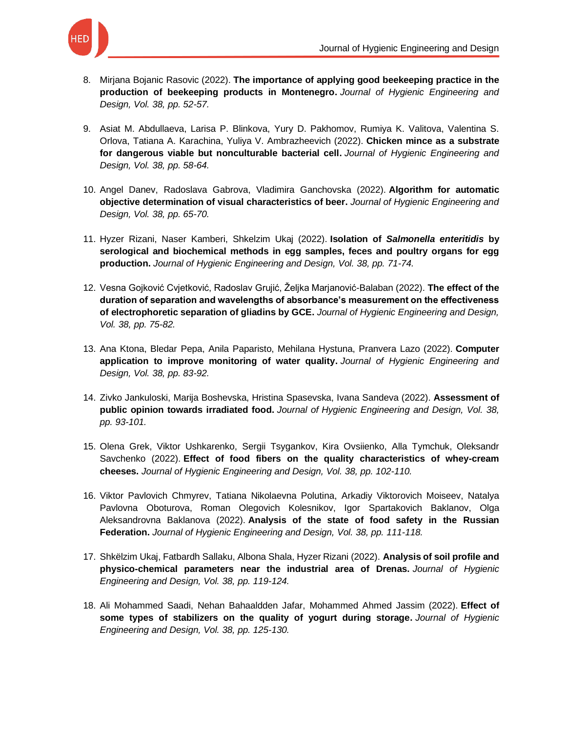8. Mirjana Bojanic Rasovic (2022). **The importance of applying good beekeeping practice in the production of beekeeping products in Montenegro.** *Journal of Hygienic Engineering and Design, Vol. 38, pp. 52-57.*

9. Asiat M. Abdullaeva, Larisa P. Blinkova, Yury D. Pakhomov, Rumiya K. Valitova, Valentina S. Orlova, Tatiana A. Karachina, Yuliya V. Ambrazheevich (2022). **Chicken mince as a substrate for dangerous viable but nonculturable bacterial cell.** *Journal of Hygienic Engineering and Design, Vol. 38, pp. 58-64.*

10. Angel Danev, Radoslava Gabrova, Vladimira Ganchovska (2022). **Algorithm for automatic objective determination of visual characteristics of beer.** *Journal of Hygienic Engineering and Design, Vol. 38, pp. 65-70.*

11. Hyzer Rizani, Naser Kamberi, Shkelzim Ukaj (2022). **Isolation of *Salmonella enteritidis* by serological and biochemical methods in egg samples, feces and poultry organs for egg production.** *Journal of Hygienic Engineering and Design, Vol. 38, pp. 71-74.*

12. Vesna Gojković Cvjetković, Radoslav Grujić, Željka Marjanović-Balaban (2022). **The effect of the duration of separation and wavelengths of absorbance's measurement on the effectiveness of electrophoretic separation of gliadins by GCE.** *Journal of Hygienic Engineering and Design, Vol. 38, pp. 75-82.*

13. Ana Ktona, Bledar Pepa, Anila Paparisto, Mehilana Hystuna, Pranvera Lazo (2022). **Computer application to improve monitoring of water quality.** *Journal of Hygienic Engineering and Design, Vol. 38, pp. 83-92.*

14. Zivko Jankuloski, Marija Boshevska, Hristina Spasevska, Ivana Sandeva (2022). **Assessment of public opinion towards irradiated food.** *Journal of Hygienic Engineering and Design, Vol. 38, pp. 93-101.*

15. Olena Grek, Viktor Ushkarenko, Sergii Tsygankov, Kira Ovsiienko, Alla Tymchuk, Oleksandr Savchenko (2022). **Effect of food fibers on the quality characteristics of whey-cream cheeses.** *Journal of Hygienic Engineering and Design, Vol. 38, pp. 102-110.*

16. Viktor Pavlovich Chmyrev, Tatiana Nikolaevna Polutina, Arkadiy Viktorovich Moiseev, Natalya Pavlovna Oboturova, Roman Olegovich Kolesnikov, Igor Spartakovich Baklanov, Olga Aleksandrovna Baklanova (2022). **Analysis of the state of food safety in the Russian Federation.** *Journal of Hygienic Engineering and Design, Vol. 38, pp. 111-118.*

17. Shkëlzim Ukaj, Fatbardh Sallaku, Albona Shala, Hyzer Rizani (2022). **Analysis of soil profile and physico-chemical parameters near the industrial area of Drenas.** *Journal of Hygienic Engineering and Design, Vol. 38, pp. 119-124.*

18. Ali Mohammed Saadi, Nehan Bahaaldden Jafar, Mohammed Ahmed Jassim (2022). **Effect of some types of stabilizers on the quality of yogurt during storage.** *Journal of Hygienic Engineering and Design, Vol. 38, pp. 125-130.*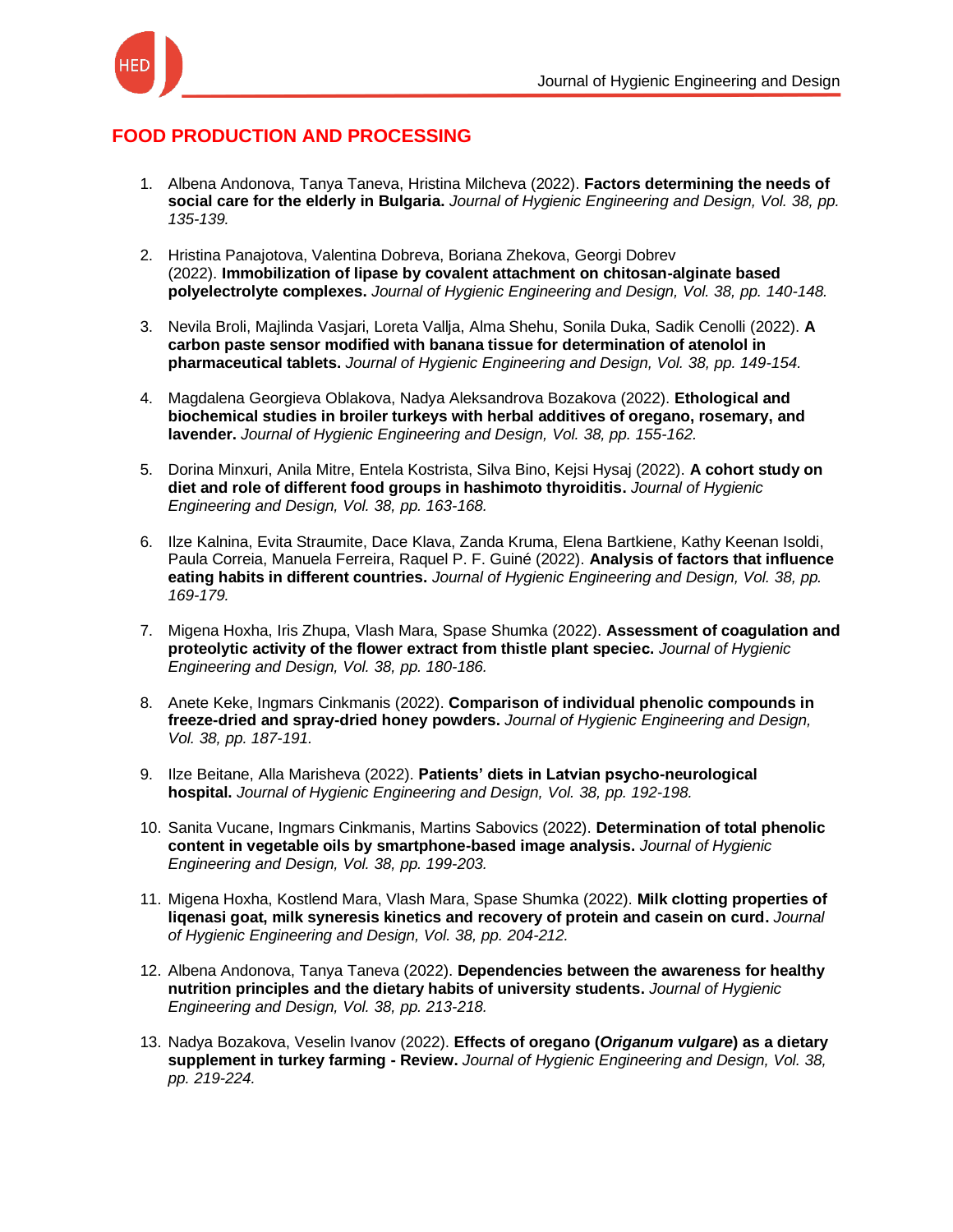## FOOD PRODUCTION AND PROCESSING

1. Albena Andonova, Tanya Taneva, Hristina Milcheva (2022). **Factors determining the needs of social care for the elderly in Bulgaria.** *Journal of Hygienic Engineering and Design, Vol. 38, pp. 135-139.*

2. Hristina Panajotova, Valentina Dobreva, Boriana Zhekova, Georgi Dobrev (2022). **Immobilization of lipase by covalent attachment on chitosan-alginate based polyelectrolyte complexes.** *Journal of Hygienic Engineering and Design, Vol. 38, pp. 140-148.*

3. Nevila Broli, Majlinda Vasjari, Loreta Vallja, Alma Shehu, Sonila Duka, Sadik Cenolli (2022). **A carbon paste sensor modified with banana tissue for determination of atenolol in pharmaceutical tablets.** *Journal of Hygienic Engineering and Design, Vol. 38, pp. 149-154.*

4. Magdalena Georgieva Oblakova, Nadya Aleksandrova Bozakova (2022). **Ethological and biochemical studies in broiler turkeys with herbal additives of oregano, rosemary, and lavender.** *Journal of Hygienic Engineering and Design, Vol. 38, pp. 155-162.*

5. Dorina Minxuri, Anila Mitre, Entela Kostrista, Silva Bino, Kejsi Hysaj (2022). **A cohort study on diet and role of different food groups in hashimoto thyroiditis.** *Journal of Hygienic Engineering and Design, Vol. 38, pp. 163-168.*

6. Ilze Kalnina, Evita Straumite, Dace Klava, Zanda Kruma, Elena Bartkiene, Kathy Keenan Isoldi, Paula Correia, Manuela Ferreira, Raquel P. F. Guiné (2022). **Analysis of factors that influence eating habits in different countries.** *Journal of Hygienic Engineering and Design, Vol. 38, pp. 169-179.*

7. Migena Hoxha, Iris Zhupa, Vlash Mara, Spase Shumka (2022). **Assessment of coagulation and proteolytic activity of the flower extract from thistle plant speciec.** *Journal of Hygienic Engineering and Design, Vol. 38, pp. 180-186.*

8. Anete Keke, Ingmars Cinkmanis (2022). **Comparison of individual phenolic compounds in freeze-dried and spray-dried honey powders.** *Journal of Hygienic Engineering and Design, Vol. 38, pp. 187-191.*

9. Ilze Beitane, Alla Marisheva (2022). **Patients' diets in Latvian psycho-neurological hospital.** *Journal of Hygienic Engineering and Design, Vol. 38, pp. 192-198.*

10. Sanita Vucane, Ingmars Cinkmanis, Martins Sabovics (2022). **Determination of total phenolic content in vegetable oils by smartphone-based image analysis.** *Journal of Hygienic Engineering and Design, Vol. 38, pp. 199-203.*

11. Migena Hoxha, Kostlend Mara, Vlash Mara, Spase Shumka (2022). **Milk clotting properties of liqenasi goat, milk syneresis kinetics and recovery of protein and casein on curd.** *Journal of Hygienic Engineering and Design, Vol. 38, pp. 204-212.*

12. Albena Andonova, Tanya Taneva (2022). **Dependencies between the awareness for healthy nutrition principles and the dietary habits of university students.** *Journal of Hygienic Engineering and Design, Vol. 38, pp. 213-218.*

13. Nadya Bozakova, Veselin Ivanov (2022). **Effects of oregano (*Origanum vulgare*) as a dietary supplement in turkey farming - Review.** *Journal of Hygienic Engineering and Design, Vol. 38, pp. 219-224.*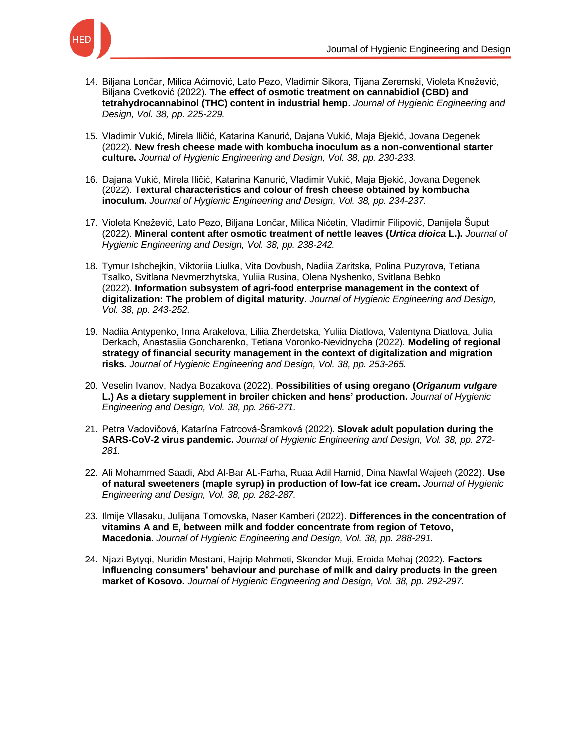14. Biljana Lončar, Milica Aćimović, Lato Pezo, Vladimir Sikora, Tijana Zeremski, Violeta Knežević, Biljana Cvetković (2022). **The effect of osmotic treatment on cannabidiol (CBD) and tetrahydrocannabinol (THC) content in industrial hemp.** *Journal of Hygienic Engineering and Design, Vol. 38, pp. 225-229.*

15. Vladimir Vukić, Mirela Iličić, Katarina Kanurić, Dajana Vukić, Maja Bjekić, Jovana Degenek (2022). **New fresh cheese made with kombucha inoculum as a non-conventional starter culture.** *Journal of Hygienic Engineering and Design, Vol. 38, pp. 230-233.*

16. Dajana Vukić, Mirela Iličić, Katarina Kanurić, Vladimir Vukić, Maja Bjekić, Jovana Degenek (2022). **Textural characteristics and colour of fresh cheese obtained by kombucha inoculum.** *Journal of Hygienic Engineering and Design, Vol. 38, pp. 234-237.*

17. Violeta Knežević, Lato Pezo, Biljana Lončar, Milica Nićetin, Vladimir Filipović, Danijela Šuput (2022). **Mineral content after osmotic treatment of nettle leaves (*Urtica dioica* L.).** *Journal of Hygienic Engineering and Design, Vol. 38, pp. 238-242.*

18. Tymur Ishchejkin, Viktoriia Liulka, Vita Dovbush, Nadiia Zaritska, Polina Puzyrova, Tetiana Tsalko, Svitlana Nevmerzhytska, Yuliia Rusina, Olena Nyshenko, Svitlana Bebko (2022). **Information subsystem of agri-food enterprise management in the context of digitalization: The problem of digital maturity.** *Journal of Hygienic Engineering and Design, Vol. 38, pp. 243-252.*

19. Nadiia Antypenko, Inna Arakelova, Liliia Zherdetska, Yuliia Diatlova, Valentyna Diatlova, Julia Derkach, Anastasiia Goncharenko, Tetiana Voronko-Nevidnycha (2022). **Modeling of regional strategy of financial security management in the context of digitalization and migration risks.** *Journal of Hygienic Engineering and Design, Vol. 38, pp. 253-265.*

20. Veselin Ivanov, Nadya Bozakova (2022). **Possibilities of using oregano (*Origanum vulgare* L.) As a dietary supplement in broiler chicken and hens' production.** *Journal of Hygienic Engineering and Design, Vol. 38, pp. 266-271.*

21. Petra Vadovičová, Katarína Fatrcová-Šramková (2022). **Slovak adult population during the SARS-CoV-2 virus pandemic.** *Journal of Hygienic Engineering and Design, Vol. 38, pp. 272-281.*

22. Ali Mohammed Saadi, Abd Al-Bar AL-Farha, Ruaa Adil Hamid, Dina Nawfal Wajeeh (2022). **Use of natural sweeteners (maple syrup) in production of low-fat ice cream.** *Journal of Hygienic Engineering and Design, Vol. 38, pp. 282-287.*

23. Ilmije Vllasaku, Julijana Tomovska, Naser Kamberi (2022). **Differences in the concentration of vitamins A and E, between milk and fodder concentrate from region of Tetovo, Macedonia.** *Journal of Hygienic Engineering and Design, Vol. 38, pp. 288-291.*

24. Njazi Bytyqi, Nuridin Mestani, Hajrip Mehmeti, Skender Muji, Eroida Mehaj (2022). **Factors influencing consumers' behaviour and purchase of milk and dairy products in the green market of Kosovo.** *Journal of Hygienic Engineering and Design, Vol. 38, pp. 292-297.*